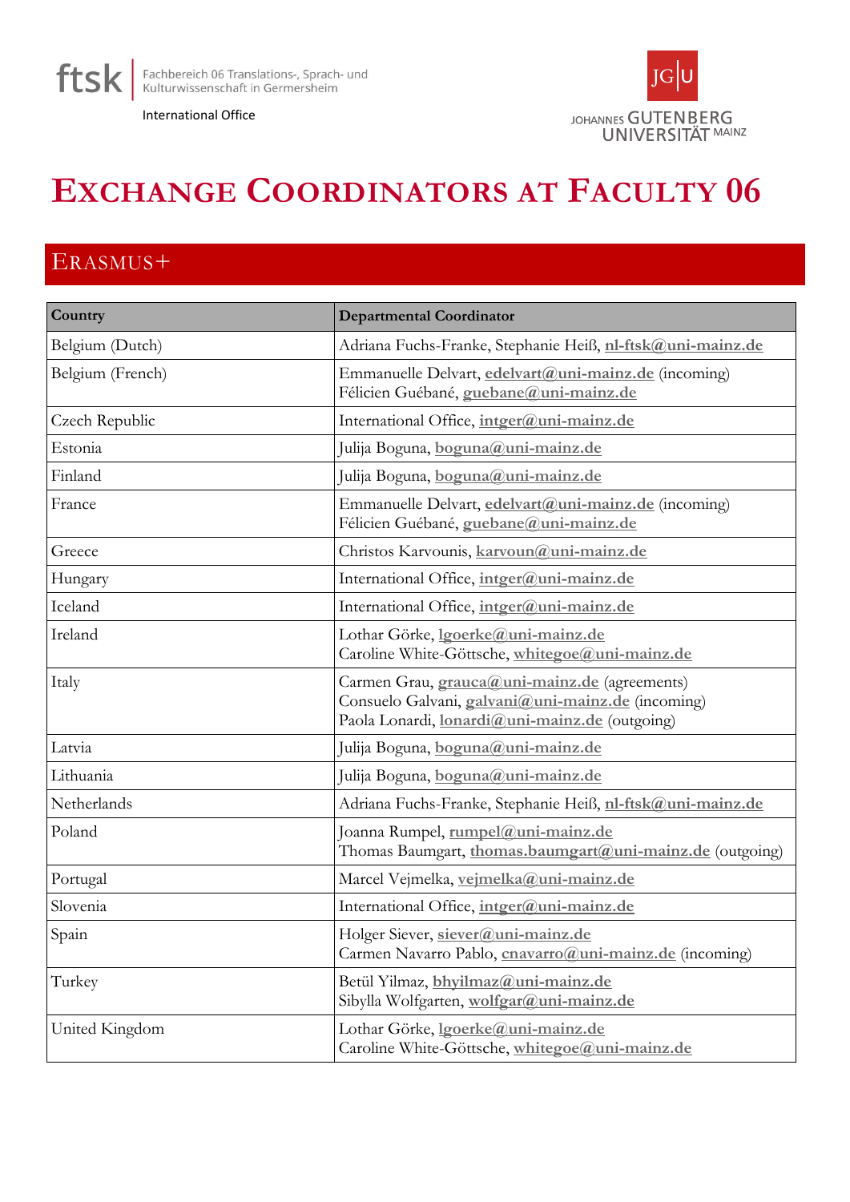ftsk | Fachbereich 06 Translations-, Sprach- und Kulturwissenschaft in Germersheim

International Office

JOHANNES GUTENBERG UNIVERSITÄT MAINZ

# Exchange Coordinators at Faculty 06

## Erasmus+

| Country | Departmental Coordinator |
|---|---|
| Belgium (Dutch) | Adriana Fuchs-Franke, Stephanie Heiß, **nl-ftsk@uni-mainz.de** |
| Belgium (French) | Emmanuelle Delvart, **edelvart@uni-mainz.de** (incoming)<br>Félicien Guébané, **guebane@uni-mainz.de** |
| Czech Republic | International Office, **intger@uni-mainz.de** |
| Estonia | Julija Boguna, **boguna@uni-mainz.de** |
| Finland | Julija Boguna, **boguna@uni-mainz.de** |
| France | Emmanuelle Delvart, **edelvart@uni-mainz.de** (incoming)<br>Félicien Guébané, **guebane@uni-mainz.de** |
| Greece | Christos Karvounis, **karvoun@uni-mainz.de** |
| Hungary | International Office, **intger@uni-mainz.de** |
| Iceland | International Office, **intger@uni-mainz.de** |
| Ireland | Lothar Görke, **lgoerke@uni-mainz.de**<br>Caroline White-Göttsche, **whitegoe@uni-mainz.de** |
| Italy | Carmen Grau, **grauca@uni-mainz.de** (agreements)<br>Consuelo Galvani, **galvani@uni-mainz.de** (incoming)<br>Paola Lonardi, **lonardi@uni-mainz.de** (outgoing) |
| Latvia | Julija Boguna, **boguna@uni-mainz.de** |
| Lithuania | Julija Boguna, **boguna@uni-mainz.de** |
| Netherlands | Adriana Fuchs-Franke, Stephanie Heiß, **nl-ftsk@uni-mainz.de** |
| Poland | Joanna Rumpel, **rumpel@uni-mainz.de**<br>Thomas Baumgart, **thomas.baumgart@uni-mainz.de** (outgoing) |
| Portugal | Marcel Vejmelka, **vejmelka@uni-mainz.de** |
| Slovenia | International Office, **intger@uni-mainz.de** |
| Spain | Holger Siever, **siever@uni-mainz.de**<br>Carmen Navarro Pablo, **cnavarro@uni-mainz.de** (incoming) |
| Turkey | Betül Yilmaz, **bhyilmaz@uni-mainz.de**<br>Sibylla Wolfgarten, **wolfgar@uni-mainz.de** |
| United Kingdom | Lothar Görke, **lgoerke@uni-mainz.de**<br>Caroline White-Göttsche, **whitegoe@uni-mainz.de** |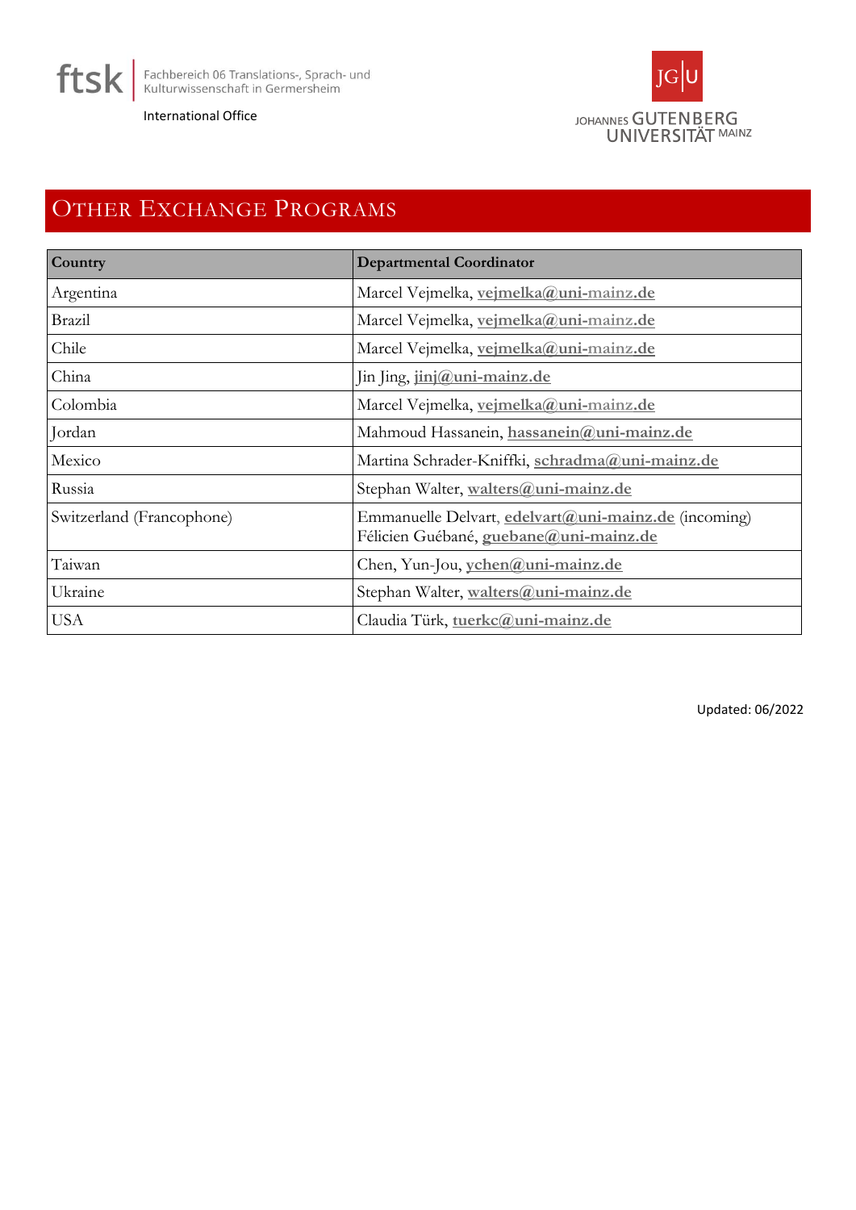ftsk | Fachbereich 06 Translations-, Sprach- und Kulturwissenschaft in Germersheim

International Office

JG|U JOHANNES GUTENBERG UNIVERSITÄT MAINZ

# Other Exchange Programs

| Country | Departmental Coordinator |
|---|---|
| Argentina | Marcel Vejmelka, vejmelka@uni-mainz.de |
| Brazil | Marcel Vejmelka, vejmelka@uni-mainz.de |
| Chile | Marcel Vejmelka, vejmelka@uni-mainz.de |
| China | Jin Jing, jinj@uni-mainz.de |
| Colombia | Marcel Vejmelka, vejmelka@uni-mainz.de |
| Jordan | Mahmoud Hassanein, hassanein@uni-mainz.de |
| Mexico | Martina Schrader-Kniffki, schradma@uni-mainz.de |
| Russia | Stephan Walter, walters@uni-mainz.de |
| Switzerland (Francophone) | Emmanuelle Delvart, edelvart@uni-mainz.de (incoming)<br>Félicien Guébané, guebane@uni-mainz.de |
| Taiwan | Chen, Yun-Jou, ychen@uni-mainz.de |
| Ukraine | Stephan Walter, walters@uni-mainz.de |
| USA | Claudia Türk, tuerkc@uni-mainz.de |

Updated: 06/2022